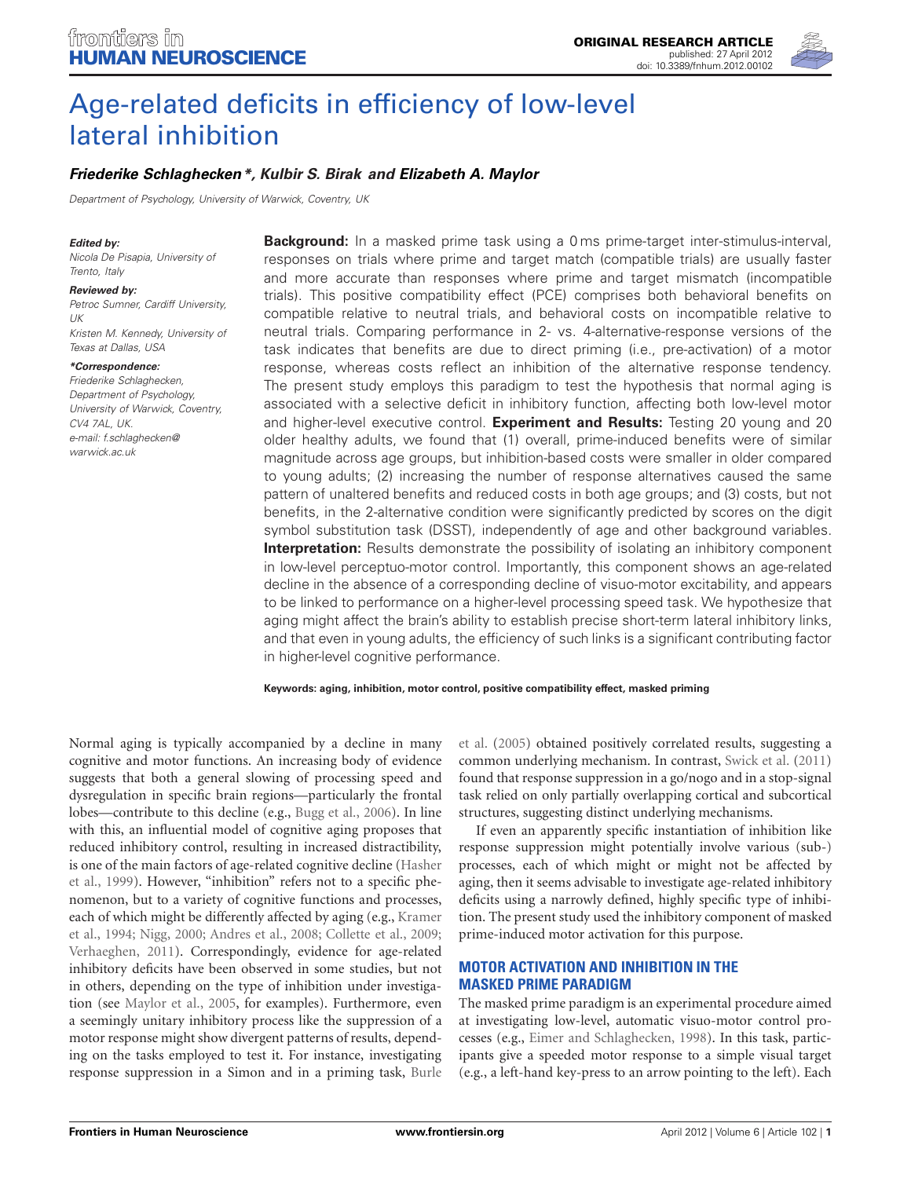ORIGINAL RESEARCH ARTICLE
published: 27 April 2012
doi: 10.3389/fnhum.2012.00102

# Age-related deficits in efficiency of low-level lateral inhibition

***Friederike Schlaghecken\*, Kulbir S. Birak and Elizabeth A. Maylor***

*Department of Psychology, University of Warwick, Coventry, UK*

***Edited by:***
*Nicola De Pisapia, University of Trento, Italy*

***Reviewed by:***
*Petroc Sumner, Cardiff University, UK*
*Kristen M. Kennedy, University of Texas at Dallas, USA*

***\*Correspondence:***
*Friederike Schlaghecken, Department of Psychology, University of Warwick, Coventry, CV4 7AL, UK.*
*e-mail: f.schlaghecken@warwick.ac.uk*

**Background:** In a masked prime task using a 0 ms prime-target inter-stimulus-interval, responses on trials where prime and target match (compatible trials) are usually faster and more accurate than responses where prime and target mismatch (incompatible trials). This positive compatibility effect (PCE) comprises both behavioral benefits on compatible relative to neutral trials, and behavioral costs on incompatible relative to neutral trials. Comparing performance in 2- vs. 4-alternative-response versions of the task indicates that benefits are due to direct priming (i.e., pre-activation) of a motor response, whereas costs reflect an inhibition of the alternative response tendency. The present study employs this paradigm to test the hypothesis that normal aging is associated with a selective deficit in inhibitory function, affecting both low-level motor and higher-level executive control. **Experiment and Results:** Testing 20 young and 20 older healthy adults, we found that (1) overall, prime-induced benefits were of similar magnitude across age groups, but inhibition-based costs were smaller in older compared to young adults; (2) increasing the number of response alternatives caused the same pattern of unaltered benefits and reduced costs in both age groups; and (3) costs, but not benefits, in the 2-alternative condition were significantly predicted by scores on the digit symbol substitution task (DSST), independently of age and other background variables. **Interpretation:** Results demonstrate the possibility of isolating an inhibitory component in low-level perceptuo-motor control. Importantly, this component shows an age-related decline in the absence of a corresponding decline of visuo-motor excitability, and appears to be linked to performance on a higher-level processing speed task. We hypothesize that aging might affect the brain's ability to establish precise short-term lateral inhibitory links, and that even in young adults, the efficiency of such links is a significant contributing factor in higher-level cognitive performance.

**Keywords: aging, inhibition, motor control, positive compatibility effect, masked priming**

Normal aging is typically accompanied by a decline in many cognitive and motor functions. An increasing body of evidence suggests that both a general slowing of processing speed and dysregulation in specific brain regions—particularly the frontal lobes—contribute to this decline (e.g., Bugg et al., 2006). In line with this, an influential model of cognitive aging proposes that reduced inhibitory control, resulting in increased distractibility, is one of the main factors of age-related cognitive decline (Hasher et al., 1999). However, "inhibition" refers not to a specific phenomenon, but to a variety of cognitive functions and processes, each of which might be differently affected by aging (e.g., Kramer et al., 1994; Nigg, 2000; Andres et al., 2008; Collette et al., 2009; Verhaeghen, 2011). Correspondingly, evidence for age-related inhibitory deficits have been observed in some studies, but not in others, depending on the type of inhibition under investigation (see Maylor et al., 2005, for examples). Furthermore, even a seemingly unitary inhibitory process like the suppression of a motor response might show divergent patterns of results, depending on the tasks employed to test it. For instance, investigating response suppression in a Simon and in a priming task, Burle et al. (2005) obtained positively correlated results, suggesting a common underlying mechanism. In contrast, Swick et al. (2011) found that response suppression in a go/nogo and in a stop-signal task relied on only partially overlapping cortical and subcortical structures, suggesting distinct underlying mechanisms.

If even an apparently specific instantiation of inhibition like response suppression might potentially involve various (sub-) processes, each of which might or might not be affected by aging, then it seems advisable to investigate age-related inhibitory deficits using a narrowly defined, highly specific type of inhibition. The present study used the inhibitory component of masked prime-induced motor activation for this purpose.

## MOTOR ACTIVATION AND INHIBITION IN THE MASKED PRIME PARADIGM

The masked prime paradigm is an experimental procedure aimed at investigating low-level, automatic visuo-motor control processes (e.g., Eimer and Schlaghecken, 1998). In this task, participants give a speeded motor response to a simple visual target (e.g., a left-hand key-press to an arrow pointing to the left). Each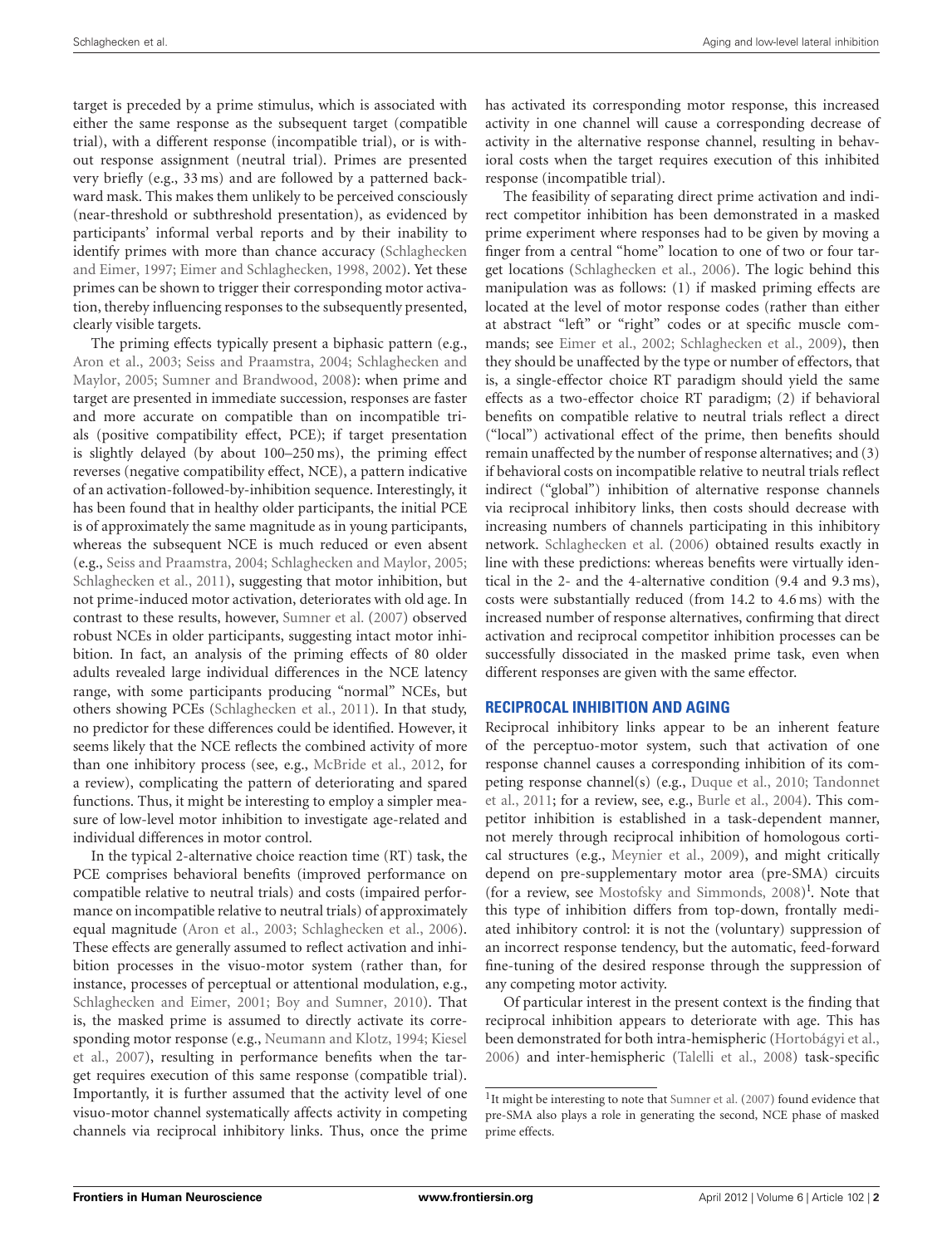target is preceded by a prime stimulus, which is associated with either the same response as the subsequent target (compatible trial), with a different response (incompatible trial), or is without response assignment (neutral trial). Primes are presented very briefly (e.g., 33 ms) and are followed by a patterned backward mask. This makes them unlikely to be perceived consciously (near-threshold or subthreshold presentation), as evidenced by participants' informal verbal reports and by their inability to identify primes with more than chance accuracy (Schlaghecken and Eimer, 1997; Eimer and Schlaghecken, 1998, 2002). Yet these primes can be shown to trigger their corresponding motor activation, thereby influencing responses to the subsequently presented, clearly visible targets.

The priming effects typically present a biphasic pattern (e.g., Aron et al., 2003; Seiss and Praamstra, 2004; Schlaghecken and Maylor, 2005; Sumner and Brandwood, 2008): when prime and target are presented in immediate succession, responses are faster and more accurate on compatible than on incompatible trials (positive compatibility effect, PCE); if target presentation is slightly delayed (by about 100–250 ms), the priming effect reverses (negative compatibility effect, NCE), a pattern indicative of an activation-followed-by-inhibition sequence. Interestingly, it has been found that in healthy older participants, the initial PCE is of approximately the same magnitude as in young participants, whereas the subsequent NCE is much reduced or even absent (e.g., Seiss and Praamstra, 2004; Schlaghecken and Maylor, 2005; Schlaghecken et al., 2011), suggesting that motor inhibition, but not prime-induced motor activation, deteriorates with old age. In contrast to these results, however, Sumner et al. (2007) observed robust NCEs in older participants, suggesting intact motor inhibition. In fact, an analysis of the priming effects of 80 older adults revealed large individual differences in the NCE latency range, with some participants producing "normal" NCEs, but others showing PCEs (Schlaghecken et al., 2011). In that study, no predictor for these differences could be identified. However, it seems likely that the NCE reflects the combined activity of more than one inhibitory process (see, e.g., McBride et al., 2012, for a review), complicating the pattern of deteriorating and spared functions. Thus, it might be interesting to employ a simpler measure of low-level motor inhibition to investigate age-related and individual differences in motor control.

In the typical 2-alternative choice reaction time (RT) task, the PCE comprises behavioral benefits (improved performance on compatible relative to neutral trials) and costs (impaired performance on incompatible relative to neutral trials) of approximately equal magnitude (Aron et al., 2003; Schlaghecken et al., 2006). These effects are generally assumed to reflect activation and inhibition processes in the visuo-motor system (rather than, for instance, processes of perceptual or attentional modulation, e.g., Schlaghecken and Eimer, 2001; Boy and Sumner, 2010). That is, the masked prime is assumed to directly activate its corresponding motor response (e.g., Neumann and Klotz, 1994; Kiesel et al., 2007), resulting in performance benefits when the target requires execution of this same response (compatible trial). Importantly, it is further assumed that the activity level of one visuo-motor channel systematically affects activity in competing channels via reciprocal inhibitory links. Thus, once the prime has activated its corresponding motor response, this increased activity in one channel will cause a corresponding decrease of activity in the alternative response channel, resulting in behavioral costs when the target requires execution of this inhibited response (incompatible trial).

The feasibility of separating direct prime activation and indirect competitor inhibition has been demonstrated in a masked prime experiment where responses had to be given by moving a finger from a central "home" location to one of two or four target locations (Schlaghecken et al., 2006). The logic behind this manipulation was as follows: (1) if masked priming effects are located at the level of motor response codes (rather than either at abstract "left" or "right" codes or at specific muscle commands; see Eimer et al., 2002; Schlaghecken et al., 2009), then they should be unaffected by the type or number of effectors, that is, a single-effector choice RT paradigm should yield the same effects as a two-effector choice RT paradigm; (2) if behavioral benefits on compatible relative to neutral trials reflect a direct ("local") activational effect of the prime, then benefits should remain unaffected by the number of response alternatives; and (3) if behavioral costs on incompatible relative to neutral trials reflect indirect ("global") inhibition of alternative response channels via reciprocal inhibitory links, then costs should decrease with increasing numbers of channels participating in this inhibitory network. Schlaghecken et al. (2006) obtained results exactly in line with these predictions: whereas benefits were virtually identical in the 2- and the 4-alternative condition (9.4 and 9.3 ms), costs were substantially reduced (from 14.2 to 4.6 ms) with the increased number of response alternatives, confirming that direct activation and reciprocal competitor inhibition processes can be successfully dissociated in the masked prime task, even when different responses are given with the same effector.

## RECIPROCAL INHIBITION AND AGING

Reciprocal inhibitory links appear to be an inherent feature of the perceptuo-motor system, such that activation of one response channel causes a corresponding inhibition of its competing response channel(s) (e.g., Duque et al., 2010; Tandonnet et al., 2011; for a review, see, e.g., Burle et al., 2004). This competitor inhibition is established in a task-dependent manner, not merely through reciprocal inhibition of homologous cortical structures (e.g., Meynier et al., 2009), and might critically depend on pre-supplementary motor area (pre-SMA) circuits (for a review, see Mostofsky and Simmonds, 2008)[1]. Note that this type of inhibition differs from top-down, frontally mediated inhibitory control: it is not the (voluntary) suppression of an incorrect response tendency, but the automatic, feed-forward fine-tuning of the desired response through the suppression of any competing motor activity.

Of particular interest in the present context is the finding that reciprocal inhibition appears to deteriorate with age. This has been demonstrated for both intra-hemispheric (Hortobágyi et al., 2006) and inter-hemispheric (Talelli et al., 2008) task-specific

[1] It might be interesting to note that Sumner et al. (2007) found evidence that pre-SMA also plays a role in generating the second, NCE phase of masked prime effects.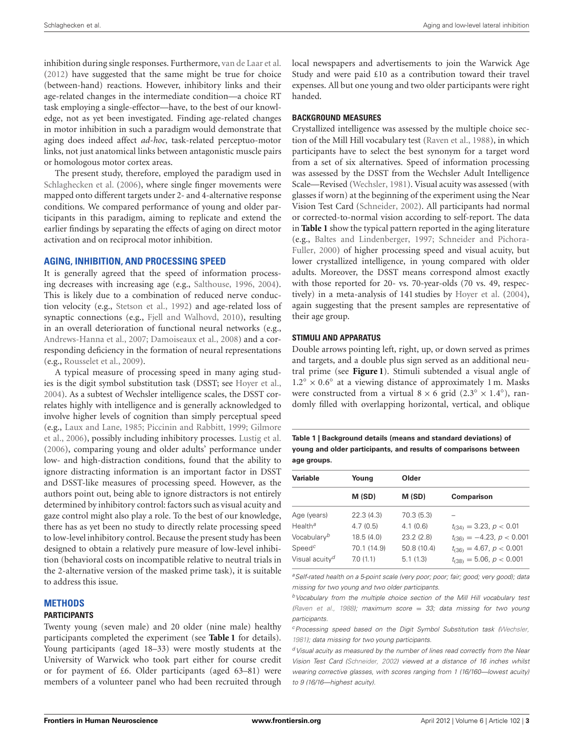inhibition during single responses. Furthermore, van de Laar et al. (2012) have suggested that the same might be true for choice (between-hand) reactions. However, inhibitory links and their age-related changes in the intermediate condition—a choice RT task employing a single-effector—have, to the best of our knowledge, not as yet been investigated. Finding age-related changes in motor inhibition in such a paradigm would demonstrate that aging does indeed affect *ad-hoc*, task-related perceptuo-motor links, not just anatomical links between antagonistic muscle pairs or homologous motor cortex areas.

The present study, therefore, employed the paradigm used in Schlaghecken et al. (2006), where single finger movements were mapped onto different targets under 2- and 4-alternative response conditions. We compared performance of young and older participants in this paradigm, aiming to replicate and extend the earlier findings by separating the effects of aging on direct motor activation and on reciprocal motor inhibition.

## AGING, INHIBITION, AND PROCESSING SPEED

It is generally agreed that the speed of information processing decreases with increasing age (e.g., Salthouse, 1996, 2004). This is likely due to a combination of reduced nerve conduction velocity (e.g., Stetson et al., 1992) and age-related loss of synaptic connections (e.g., Fjell and Walhovd, 2010), resulting in an overall deterioration of functional neural networks (e.g., Andrews-Hanna et al., 2007; Damoiseaux et al., 2008) and a corresponding deficiency in the formation of neural representations (e.g., Rousselet et al., 2009).

A typical measure of processing speed in many aging studies is the digit symbol substitution task (DSST; see Hoyer et al., 2004). As a subtest of Wechsler intelligence scales, the DSST correlates highly with intelligence and is generally acknowledged to involve higher levels of cognition than simply perceptual speed (e.g., Laux and Lane, 1985; Piccinin and Rabbitt, 1999; Gilmore et al., 2006), possibly including inhibitory processes. Lustig et al. (2006), comparing young and older adults' performance under low- and high-distraction conditions, found that the ability to ignore distracting information is an important factor in DSST and DSST-like measures of processing speed. However, as the authors point out, being able to ignore distractors is not entirely determined by inhibitory control: factors such as visual acuity and gaze control might also play a role. To the best of our knowledge, there has as yet been no study to directly relate processing speed to low-level inhibitory control. Because the present study has been designed to obtain a relatively pure measure of low-level inhibition (behavioral costs on incompatible relative to neutral trials in the 2-alternative version of the masked prime task), it is suitable to address this issue.

## METHODS

### PARTICIPANTS

Twenty young (seven male) and 20 older (nine male) healthy participants completed the experiment (see **Table 1** for details). Young participants (aged 18–33) were mostly students at the University of Warwick who took part either for course credit or for payment of £6. Older participants (aged 63–81) were members of a volunteer panel who had been recruited through local newspapers and advertisements to join the Warwick Age Study and were paid £10 as a contribution toward their travel expenses. All but one young and two older participants were right handed.

### BACKGROUND MEASURES

Crystallized intelligence was assessed by the multiple choice section of the Mill Hill vocabulary test (Raven et al., 1988), in which participants have to select the best synonym for a target word from a set of six alternatives. Speed of information processing was assessed by the DSST from the Wechsler Adult Intelligence Scale—Revised (Wechsler, 1981). Visual acuity was assessed (with glasses if worn) at the beginning of the experiment using the Near Vision Test Card (Schneider, 2002). All participants had normal or corrected-to-normal vision according to self-report. The data in **Table 1** show the typical pattern reported in the aging literature (e.g., Baltes and Lindenberger, 1997; Schneider and Pichora-Fuller, 2000) of higher processing speed and visual acuity, but lower crystallized intelligence, in young compared with older adults. Moreover, the DSST means correspond almost exactly with those reported for 20- vs. 70-year-olds (70 vs. 49, respectively) in a meta-analysis of 141 studies by Hoyer et al. (2004), again suggesting that the present samples are representative of their age group.

### STIMULI AND APPARATUS

Double arrows pointing left, right, up, or down served as primes and targets, and a double plus sign served as an additional neutral prime (see **Figure 1**). Stimuli subtended a visual angle of $1.2° \times 0.6°$ at a viewing distance of approximately 1 m. Masks were constructed from a virtual $8 \times 6$ grid ($2.3° \times 1.4°$), randomly filled with overlapping horizontal, vertical, and oblique

**Table 1 | Background details (means and standard deviations) of young and older participants, and results of comparisons between age groups.**

| Variable | Young | Older | |
|---|---|---|---|
| | **M (SD)** | **M (SD)** | **Comparison** |
| Age (years) | 22.3 (4.3) | 70.3 (5.3) | – |
| Health[a] | 4.7 (0.5) | 4.1 (0.6) | $t_{(34)} = 3.23$, $p < 0.01$ |
| Vocabulary[b] | 18.5 (4.0) | 23.2 (2.8) | $t_{(36)} = -4.23$, $p < 0.001$ |
| Speed[c] | 70.1 (14.9) | 50.8 (10.4) | $t_{(36)} = 4.67$, $p < 0.001$ |
| Visual acuity[d] | 7.0 (1.1) | 5.1 (1.3) | $t_{(38)} = 5.06$, $p < 0.001$ |

[a] *Self-rated health on a 5-point scale (very poor; poor; fair; good; very good); data missing for two young and two older participants.*

[b] *Vocabulary from the multiple choice section of the Mill Hill vocabulary test (Raven et al., 1988); maximum score = 33; data missing for two young participants.*

[c] *Processing speed based on the Digit Symbol Substitution task (Wechsler, 1981); data missing for two young participants.*

[d] *Visual acuity as measured by the number of lines read correctly from the Near Vision Test Card (Schneider, 2002) viewed at a distance of 16 inches whilst wearing corrective glasses, with scores ranging from 1 (16/160—lowest acuity) to 9 (16/16—highest acuity).*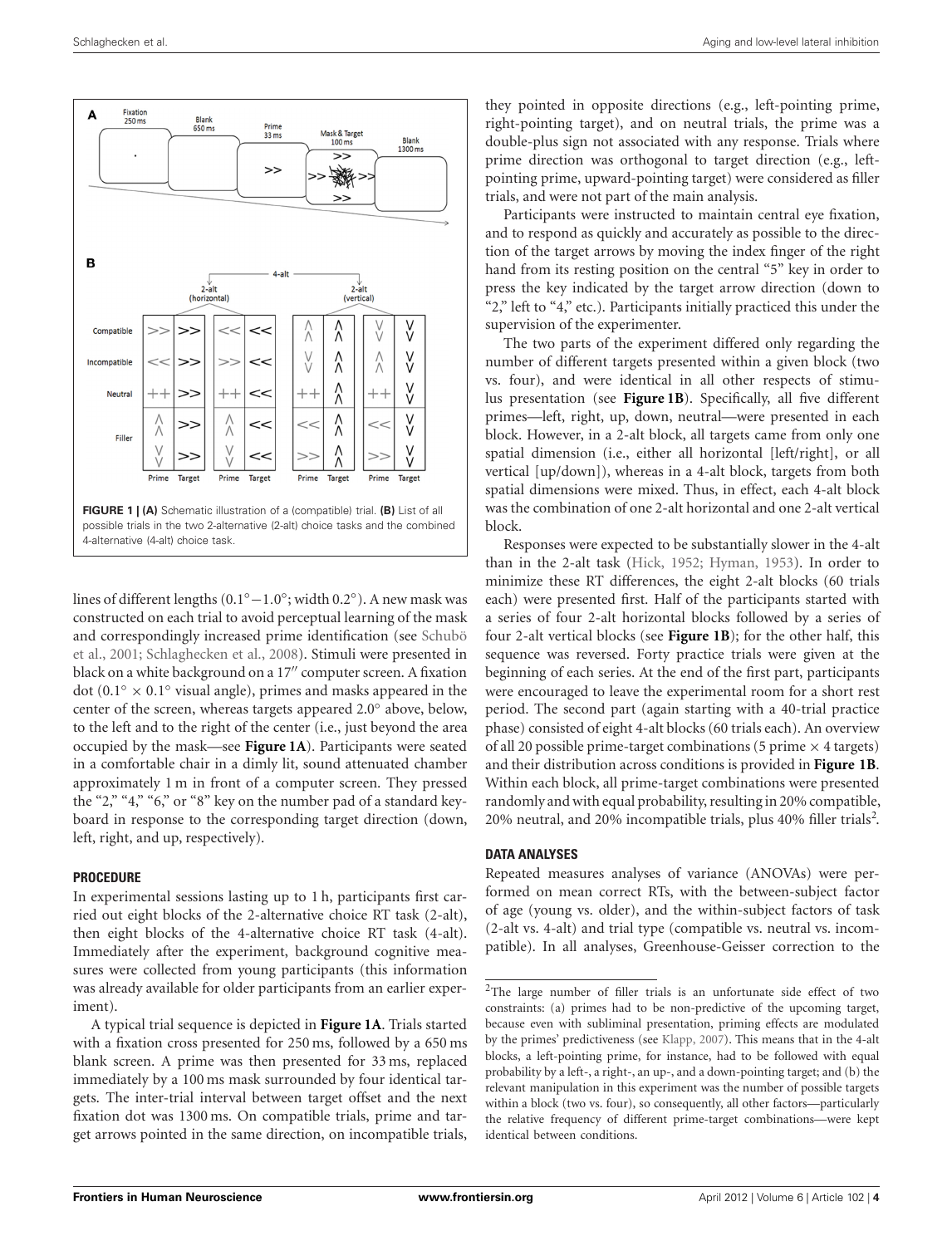**FIGURE 1 | (A)** Schematic illustration of a (compatible) trial. **(B)** List of all possible trials in the two 2-alternative (2-alt) choice tasks and the combined 4-alternative (4-alt) choice task.

lines of different lengths (0.1°−1.0°; width 0.2°). A new mask was constructed on each trial to avoid perceptual learning of the mask and correspondingly increased prime identification (see Schubö et al., 2001; Schlaghecken et al., 2008). Stimuli were presented in black on a white background on a 17″ computer screen. A fixation dot (0.1° × 0.1° visual angle), primes and masks appeared in the center of the screen, whereas targets appeared 2.0° above, below, to the left and to the right of the center (i.e., just beyond the area occupied by the mask—see **Figure 1A**). Participants were seated in a comfortable chair in a dimly lit, sound attenuated chamber approximately 1 m in front of a computer screen. They pressed the "2," "4," "6," or "8" key on the number pad of a standard keyboard in response to the corresponding target direction (down, left, right, and up, respectively).

#### PROCEDURE

In experimental sessions lasting up to 1 h, participants first carried out eight blocks of the 2-alternative choice RT task (2-alt), then eight blocks of the 4-alternative choice RT task (4-alt). Immediately after the experiment, background cognitive measures were collected from young participants (this information was already available for older participants from an earlier experiment).

A typical trial sequence is depicted in **Figure 1A**. Trials started with a fixation cross presented for 250 ms, followed by a 650 ms blank screen. A prime was then presented for 33 ms, replaced immediately by a 100 ms mask surrounded by four identical targets. The inter-trial interval between target offset and the next fixation dot was 1300 ms. On compatible trials, prime and target arrows pointed in the same direction, on incompatible trials, they pointed in opposite directions (e.g., left-pointing prime, right-pointing target), and on neutral trials, the prime was a double-plus sign not associated with any response. Trials where prime direction was orthogonal to target direction (e.g., left-pointing prime, upward-pointing target) were considered as filler trials, and were not part of the main analysis.

Participants were instructed to maintain central eye fixation, and to respond as quickly and accurately as possible to the direction of the target arrows by moving the index finger of the right hand from its resting position on the central "5" key in order to press the key indicated by the target arrow direction (down to "2," left to "4," etc.). Participants initially practiced this under the supervision of the experimenter.

The two parts of the experiment differed only regarding the number of different targets presented within a given block (two vs. four), and were identical in all other respects of stimulus presentation (see **Figure 1B**). Specifically, all five different primes—left, right, up, down, neutral—were presented in each block. However, in a 2-alt block, all targets came from only one spatial dimension (i.e., either all horizontal [left/right], or all vertical [up/down]), whereas in a 4-alt block, targets from both spatial dimensions were mixed. Thus, in effect, each 4-alt block was the combination of one 2-alt horizontal and one 2-alt vertical block.

Responses were expected to be substantially slower in the 4-alt than in the 2-alt task (Hick, 1952; Hyman, 1953). In order to minimize these RT differences, the eight 2-alt blocks (60 trials each) were presented first. Half of the participants started with a series of four 2-alt horizontal blocks followed by a series of four 2-alt vertical blocks (see **Figure 1B**); for the other half, this sequence was reversed. Forty practice trials were given at the beginning of each series. At the end of the first part, participants were encouraged to leave the experimental room for a short rest period. The second part (again starting with a 40-trial practice phase) consisted of eight 4-alt blocks (60 trials each). An overview of all 20 possible prime-target combinations (5 prime × 4 targets) and their distribution across conditions is provided in **Figure 1B**. Within each block, all prime-target combinations were presented randomly and with equal probability, resulting in 20% compatible, 20% neutral, and 20% incompatible trials, plus 40% filler trials[2].

#### DATA ANALYSES

Repeated measures analyses of variance (ANOVAs) were performed on mean correct RTs, with the between-subject factor of age (young vs. older), and the within-subject factors of task (2-alt vs. 4-alt) and trial type (compatible vs. neutral vs. incompatible). In all analyses, Greenhouse-Geisser correction to the

[2]The large number of filler trials is an unfortunate side effect of two constraints: (a) primes had to be non-predictive of the upcoming target, because even with subliminal presentation, priming effects are modulated by the primes' predictiveness (see Klapp, 2007). This means that in the 4-alt blocks, a left-pointing prime, for instance, had to be followed with equal probability by a left-, a right-, an up-, and a down-pointing target; and (b) the relevant manipulation in this experiment was the number of possible targets within a block (two vs. four), so consequently, all other factors—particularly the relative frequency of different prime-target combinations—were kept identical between conditions.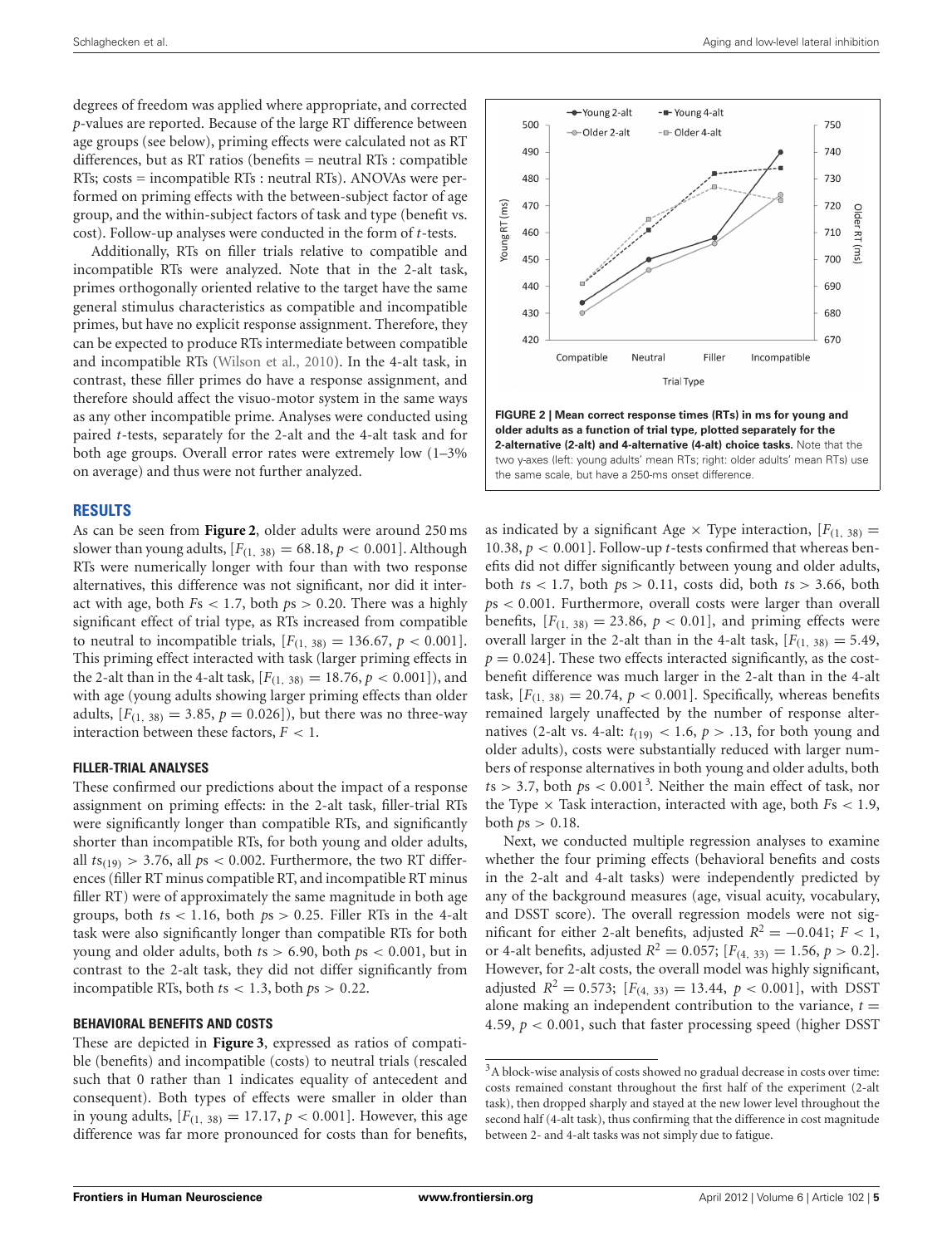degrees of freedom was applied where appropriate, and corrected *p*-values are reported. Because of the large RT difference between age groups (see below), priming effects were calculated not as RT differences, but as RT ratios (benefits = neutral RTs : compatible RTs; costs = incompatible RTs : neutral RTs). ANOVAs were performed on priming effects with the between-subject factor of age group, and the within-subject factors of task and type (benefit vs. cost). Follow-up analyses were conducted in the form of *t*-tests.

Additionally, RTs on filler trials relative to compatible and incompatible RTs were analyzed. Note that in the 2-alt task, primes orthogonally oriented relative to the target have the same general stimulus characteristics as compatible and incompatible primes, but have no explicit response assignment. Therefore, they can be expected to produce RTs intermediate between compatible and incompatible RTs (Wilson et al., 2010). In the 4-alt task, in contrast, these filler primes do have a response assignment, and therefore should affect the visuo-motor system in the same ways as any other incompatible prime. Analyses were conducted using paired *t*-tests, separately for the 2-alt and the 4-alt task and for both age groups. Overall error rates were extremely low (1–3% on average) and thus were not further analyzed.

## RESULTS

As can be seen from **Figure 2**, older adults were around 250 ms slower than young adults, [$F_{(1,\ 38)} = 68.18, p < 0.001$]. Although RTs were numerically longer with four than with two response alternatives, this difference was not significant, nor did it interact with age, both $Fs < 1.7$, both $ps > 0.20$. There was a highly significant effect of trial type, as RTs increased from compatible to neutral to incompatible trials, [$F_{(1,\ 38)} = 136.67, p < 0.001$]. This priming effect interacted with task (larger priming effects in the 2-alt than in the 4-alt task, [$F_{(1,\ 38)} = 18.76, p < 0.001$]), and with age (young adults showing larger priming effects than older adults, [$F_{(1,\ 38)} = 3.85, p = 0.026$]), but there was no three-way interaction between these factors, $F < 1$.

### FILLER-TRIAL ANALYSES

These confirmed our predictions about the impact of a response assignment on priming effects: in the 2-alt task, filler-trial RTs were significantly longer than compatible RTs, and significantly shorter than incompatible RTs, for both young and older adults, all $ts_{(19)} > 3.76$, all $ps < 0.002$. Furthermore, the two RT differences (filler RT minus compatible RT, and incompatible RT minus filler RT) were of approximately the same magnitude in both age groups, both $ts < 1.16$, both $ps > 0.25$. Filler RTs in the 4-alt task were also significantly longer than compatible RTs for both young and older adults, both $ts > 6.90$, both $ps < 0.001$, but in contrast to the 2-alt task, they did not differ significantly from incompatible RTs, both $ts < 1.3$, both $ps > 0.22$.

### BEHAVIORAL BENEFITS AND COSTS

These are depicted in **Figure 3**, expressed as ratios of compatible (benefits) and incompatible (costs) to neutral trials (rescaled such that 0 rather than 1 indicates equality of antecedent and consequent). Both types of effects were smaller in older than in young adults, [$F_{(1,\ 38)} = 17.17, p < 0.001$]. However, this age difference was far more pronounced for costs than for benefits, as indicated by a significant Age × Type interaction, [$F_{(1,\ 38)} = 10.38, p < 0.001$]. Follow-up *t*-tests confirmed that whereas benefits did not differ significantly between young and older adults, both $ts < 1.7$, both $ps > 0.11$, costs did, both $ts > 3.66$, both $ps < 0.001$. Furthermore, overall costs were larger than overall benefits, [$F_{(1,\ 38)} = 23.86, p < 0.01$], and priming effects were overall larger in the 2-alt than in the 4-alt task, [$F_{(1,\ 38)} = 5.49, p = 0.024$]. These two effects interacted significantly, as the cost-benefit difference was much larger in the 2-alt than in the 4-alt task, [$F_{(1,\ 38)} = 20.74, p < 0.001$]. Specifically, whereas benefits remained largely unaffected by the number of response alternatives (2-alt vs. 4-alt: $t_{(19)} < 1.6, p > .13$, for both young and older adults), costs were substantially reduced with larger numbers of response alternatives in both young and older adults, both $ts > 3.7$, both $ps < 0.001$[3]. Neither the main effect of task, nor the Type × Task interaction, interacted with age, both $Fs < 1.9$, both $ps > 0.18$.

Next, we conducted multiple regression analyses to examine whether the four priming effects (behavioral benefits and costs in the 2-alt and 4-alt tasks) were independently predicted by any of the background measures (age, visual acuity, vocabulary, and DSST score). The overall regression models were not significant for either 2-alt benefits, adjusted $R^2 = -0.041$; $F < 1$, or 4-alt benefits, adjusted $R^2 = 0.057$; [$F_{(4,\ 33)} = 1.56, p > 0.2$]. However, for 2-alt costs, the overall model was highly significant, adjusted $R^2 = 0.573$; [$F_{(4,\ 33)} = 13.44, p < 0.001$], with DSST alone making an independent contribution to the variance, $t = 4.59, p < 0.001$, such that faster processing speed (higher DSST

FIGURE 2 | Mean correct response times (RTs) in ms for young and older adults as a function of trial type, plotted separately for the 2-alternative (2-alt) and 4-alternative (4-alt) choice tasks. Note that the two y-axes (left: young adults' mean RTs; right: older adults' mean RTs) use the same scale, but have a 250-ms onset difference.

[3]A block-wise analysis of costs showed no gradual decrease in costs over time: costs remained constant throughout the first half of the experiment (2-alt task), then dropped sharply and stayed at the new lower level throughout the second half (4-alt task), thus confirming that the difference in cost magnitude between 2- and 4-alt tasks was not simply due to fatigue.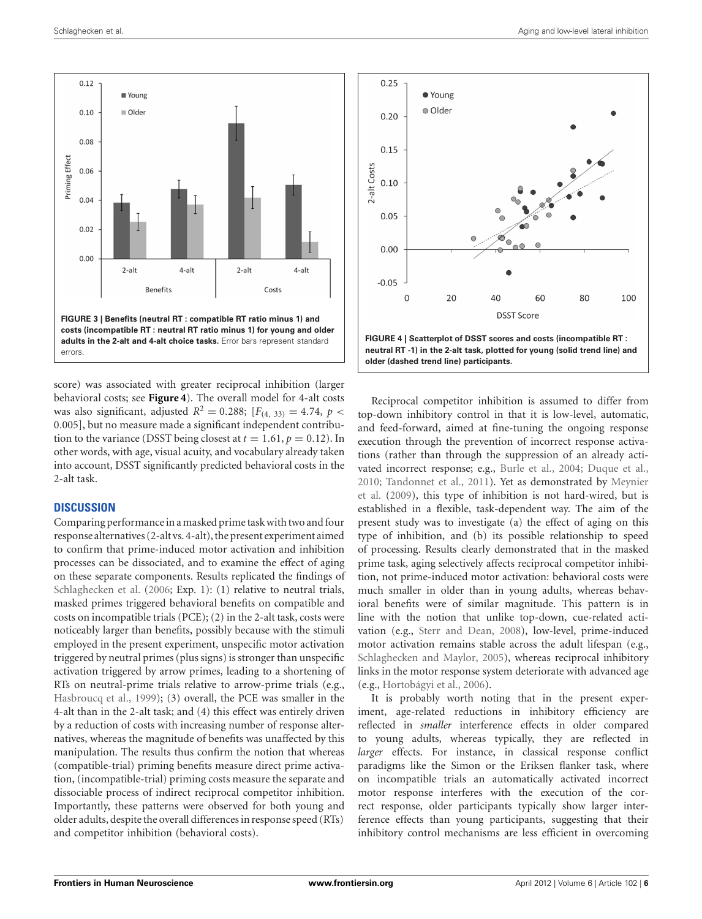FIGURE 3 | Benefits (neutral RT : compatible RT ratio minus 1) and costs (incompatible RT : neutral RT ratio minus 1) for young and older adults in the 2-alt and 4-alt choice tasks. Error bars represent standard errors.

FIGURE 4 | Scatterplot of DSST scores and costs (incompatible RT : neutral RT -1) in the 2-alt task, plotted for young (solid trend line) and older (dashed trend line) participants.

score) was associated with greater reciprocal inhibition (larger behavioral costs; see **Figure 4**). The overall model for 4-alt costs was also significant, adjusted $R^2 = 0.288$; [$F_{(4,\ 33)} = 4.74$, $p < 0.005$], but no measure made a significant independent contribution to the variance (DSST being closest at $t = 1.61$, $p = 0.12$). In other words, with age, visual acuity, and vocabulary already taken into account, DSST significantly predicted behavioral costs in the 2-alt task.

## DISCUSSION

Comparing performance in a masked prime task with two and four response alternatives (2-alt vs. 4-alt), the present experiment aimed to confirm that prime-induced motor activation and inhibition processes can be dissociated, and to examine the effect of aging on these separate components. Results replicated the findings of Schlaghecken et al. (2006; Exp. 1): (1) relative to neutral trials, masked primes triggered behavioral benefits on compatible and costs on incompatible trials (PCE); (2) in the 2-alt task, costs were noticeably larger than benefits, possibly because with the stimuli employed in the present experiment, unspecific motor activation triggered by neutral primes (plus signs) is stronger than unspecific activation triggered by arrow primes, leading to a shortening of RTs on neutral-prime trials relative to arrow-prime trials (e.g., Hasbroucq et al., 1999); (3) overall, the PCE was smaller in the 4-alt than in the 2-alt task; and (4) this effect was entirely driven by a reduction of costs with increasing number of response alternatives, whereas the magnitude of benefits was unaffected by this manipulation. The results thus confirm the notion that whereas (compatible-trial) priming benefits measure direct prime activation, (incompatible-trial) priming costs measure the separate and dissociable process of indirect reciprocal competitor inhibition. Importantly, these patterns were observed for both young and older adults, despite the overall differences in response speed (RTs) and competitor inhibition (behavioral costs).

Reciprocal competitor inhibition is assumed to differ from top-down inhibitory control in that it is low-level, automatic, and feed-forward, aimed at fine-tuning the ongoing response execution through the prevention of incorrect response activations (rather than through the suppression of an already activated incorrect response; e.g., Burle et al., 2004; Duque et al., 2010; Tandonnet et al., 2011). Yet as demonstrated by Meynier et al. (2009), this type of inhibition is not hard-wired, but is established in a flexible, task-dependent way. The aim of the present study was to investigate (a) the effect of aging on this type of inhibition, and (b) its possible relationship to speed of processing. Results clearly demonstrated that in the masked prime task, aging selectively affects reciprocal competitor inhibition, not prime-induced motor activation: behavioral costs were much smaller in older than in young adults, whereas behavioral benefits were of similar magnitude. This pattern is in line with the notion that unlike top-down, cue-related activation (e.g., Sterr and Dean, 2008), low-level, prime-induced motor activation remains stable across the adult lifespan (e.g., Schlaghecken and Maylor, 2005), whereas reciprocal inhibitory links in the motor response system deteriorate with advanced age (e.g., Hortobágyi et al., 2006).

It is probably worth noting that in the present experiment, age-related reductions in inhibitory efficiency are reflected in *smaller* interference effects in older compared to young adults, whereas typically, they are reflected in *larger* effects. For instance, in classical response conflict paradigms like the Simon or the Eriksen flanker task, where on incompatible trials an automatically activated incorrect motor response interferes with the execution of the correct response, older participants typically show larger interference effects than young participants, suggesting that their inhibitory control mechanisms are less efficient in overcoming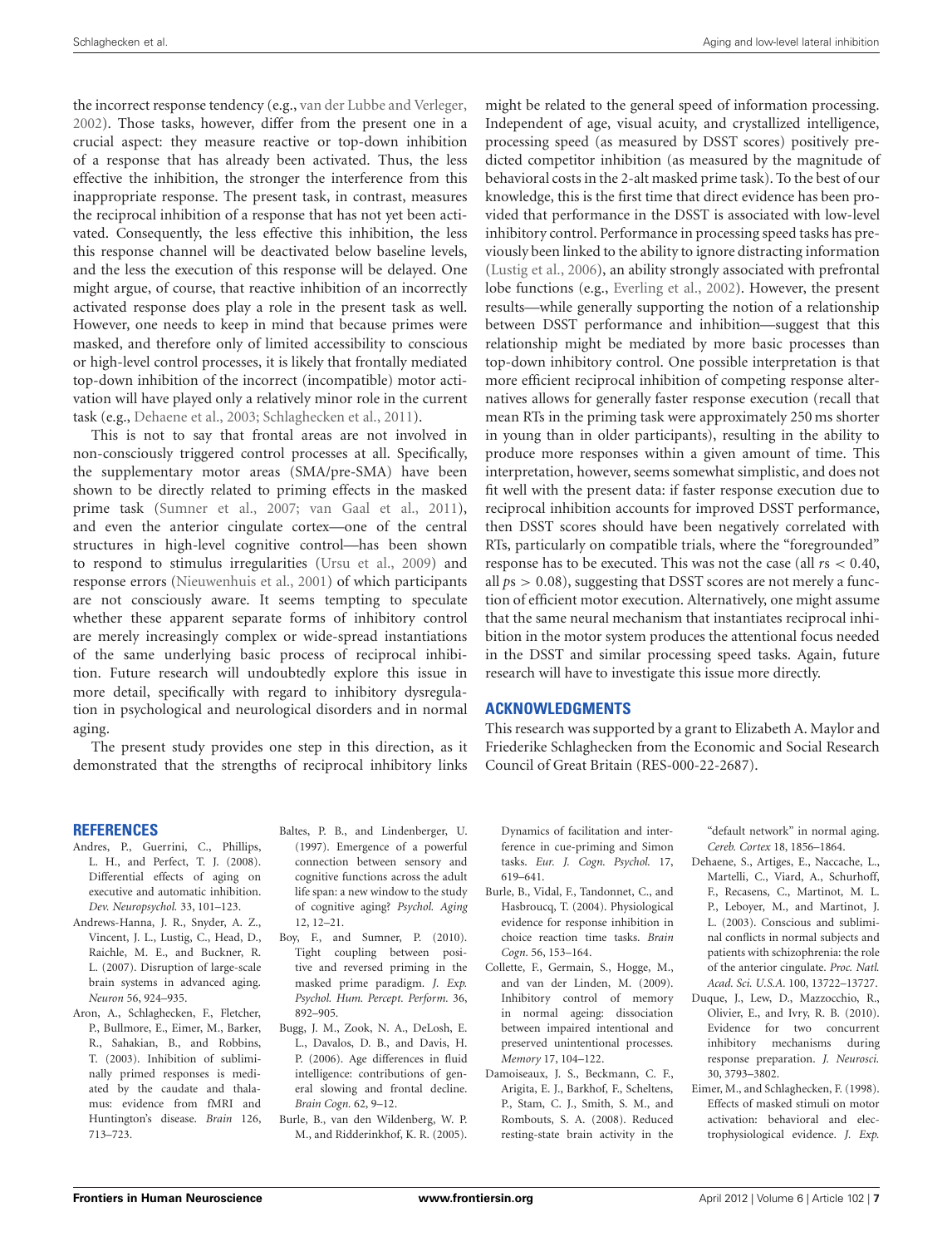the incorrect response tendency (e.g., van der Lubbe and Verleger, 2002). Those tasks, however, differ from the present one in a crucial aspect: they measure reactive or top-down inhibition of a response that has already been activated. Thus, the less effective the inhibition, the stronger the interference from this inappropriate response. The present task, in contrast, measures the reciprocal inhibition of a response that has not yet been activated. Consequently, the less effective this inhibition, the less this response channel will be deactivated below baseline levels, and the less the execution of this response will be delayed. One might argue, of course, that reactive inhibition of an incorrectly activated response does play a role in the present task as well. However, one needs to keep in mind that because primes were masked, and therefore only of limited accessibility to conscious or high-level control processes, it is likely that frontally mediated top-down inhibition of the incorrect (incompatible) motor activation will have played only a relatively minor role in the current task (e.g., Dehaene et al., 2003; Schlaghecken et al., 2011).

This is not to say that frontal areas are not involved in non-consciously triggered control processes at all. Specifically, the supplementary motor areas (SMA/pre-SMA) have been shown to be directly related to priming effects in the masked prime task (Sumner et al., 2007; van Gaal et al., 2011), and even the anterior cingulate cortex—one of the central structures in high-level cognitive control—has been shown to respond to stimulus irregularities (Ursu et al., 2009) and response errors (Nieuwenhuis et al., 2001) of which participants are not consciously aware. It seems tempting to speculate whether these apparent separate forms of inhibitory control are merely increasingly complex or wide-spread instantiations of the same underlying basic process of reciprocal inhibition. Future research will undoubtedly explore this issue in more detail, specifically with regard to inhibitory dysregulation in psychological and neurological disorders and in normal aging.

The present study provides one step in this direction, as it demonstrated that the strengths of reciprocal inhibitory links might be related to the general speed of information processing. Independent of age, visual acuity, and crystallized intelligence, processing speed (as measured by DSST scores) positively predicted competitor inhibition (as measured by the magnitude of behavioral costs in the 2-alt masked prime task). To the best of our knowledge, this is the first time that direct evidence has been provided that performance in the DSST is associated with low-level inhibitory control. Performance in processing speed tasks has previously been linked to the ability to ignore distracting information (Lustig et al., 2006), an ability strongly associated with prefrontal lobe functions (e.g., Everling et al., 2002). However, the present results—while generally supporting the notion of a relationship between DSST performance and inhibition—suggest that this relationship might be mediated by more basic processes than top-down inhibitory control. One possible interpretation is that more efficient reciprocal inhibition of competing response alternatives allows for generally faster response execution (recall that mean RTs in the priming task were approximately 250 ms shorter in young than in older participants), resulting in the ability to produce more responses within a given amount of time. This interpretation, however, seems somewhat simplistic, and does not fit well with the present data: if faster response execution due to reciprocal inhibition accounts for improved DSST performance, then DSST scores should have been negatively correlated with RTs, particularly on compatible trials, where the "foregrounded" response has to be executed. This was not the case (all $r$s $< 0.40$, all $p$s $> 0.08$), suggesting that DSST scores are not merely a function of efficient motor execution. Alternatively, one might assume that the same neural mechanism that instantiates reciprocal inhibition in the motor system produces the attentional focus needed in the DSST and similar processing speed tasks. Again, future research will have to investigate this issue more directly.

## ACKNOWLEDGMENTS

This research was supported by a grant to Elizabeth A. Maylor and Friederike Schlaghecken from the Economic and Social Research Council of Great Britain (RES-000-22-2687).

## REFERENCES

Andres, P., Guerrini, C., Phillips, L. H., and Perfect, T. J. (2008). Differential effects of aging on executive and automatic inhibition. *Dev. Neuropsychol.* 33, 101–123.

Andrews-Hanna, J. R., Snyder, A. Z., Vincent, J. L., Lustig, C., Head, D., Raichle, M. E., and Buckner, R. L. (2007). Disruption of large-scale brain systems in advanced aging. *Neuron* 56, 924–935.

Aron, A., Schlaghecken, F., Fletcher, P., Bullmore, E., Eimer, M., Barker, R., Sahakian, B., and Robbins, T. (2003). Inhibition of subliminally primed responses is mediated by the caudate and thalamus: evidence from fMRI and Huntington's disease. *Brain* 126, 713–723.

Baltes, P. B., and Lindenberger, U. (1997). Emergence of a powerful connection between sensory and cognitive functions across the adult life span: a new window to the study of cognitive aging? *Psychol. Aging* 12, 12–21.

Boy, F., and Sumner, P. (2010). Tight coupling between positive and reversed priming in the masked prime paradigm. *J. Exp. Psychol. Hum. Percept. Perform.* 36, 892–905.

Bugg, J. M., Zook, N. A., DeLosh, E. L., Davalos, D. B., and Davis, H. P. (2006). Age differences in fluid intelligence: contributions of general slowing and frontal decline. *Brain Cogn.* 62, 9–12.

Burle, B., van den Wildenberg, W. P. M., and Ridderinkhof, K. R. (2005). Dynamics of facilitation and interference in cue-priming and Simon tasks. *Eur. J. Cogn. Psychol.* 17, 619–641.

Burle, B., Vidal, F., Tandonnet, C., and Hasbroucq, T. (2004). Physiological evidence for response inhibition in choice reaction time tasks. *Brain Cogn.* 56, 153–164.

Collette, F., Germain, S., Hogge, M., and van der Linden, M. (2009). Inhibitory control of memory in normal ageing: dissociation between impaired intentional and preserved unintentional processes. *Memory* 17, 104–122.

Damoiseaux, J. S., Beckmann, C. F., Arigita, E. J., Barkhof, F., Scheltens, P., Stam, C. J., Smith, S. M., and Rombouts, S. A. (2008). Reduced resting-state brain activity in the "default network" in normal aging. *Cereb. Cortex* 18, 1856–1864.

Dehaene, S., Artiges, E., Naccache, L., Martelli, C., Viard, A., Schurhoff, F., Recasens, C., Martinot, M. L. P., Leboyer, M., and Martinot, J. L. (2003). Conscious and subliminal conflicts in normal subjects and patients with schizophrenia: the role of the anterior cingulate. *Proc. Natl. Acad. Sci. U.S.A.* 100, 13722–13727.

Duque, J., Lew, D., Mazzocchio, R., Olivier, E., and Ivry, R. B. (2010). Evidence for two concurrent inhibitory mechanisms during response preparation. *J. Neurosci.* 30, 3793–3802.

Eimer, M., and Schlaghecken, F. (1998). Effects of masked stimuli on motor activation: behavioral and electrophysiological evidence. *J. Exp.*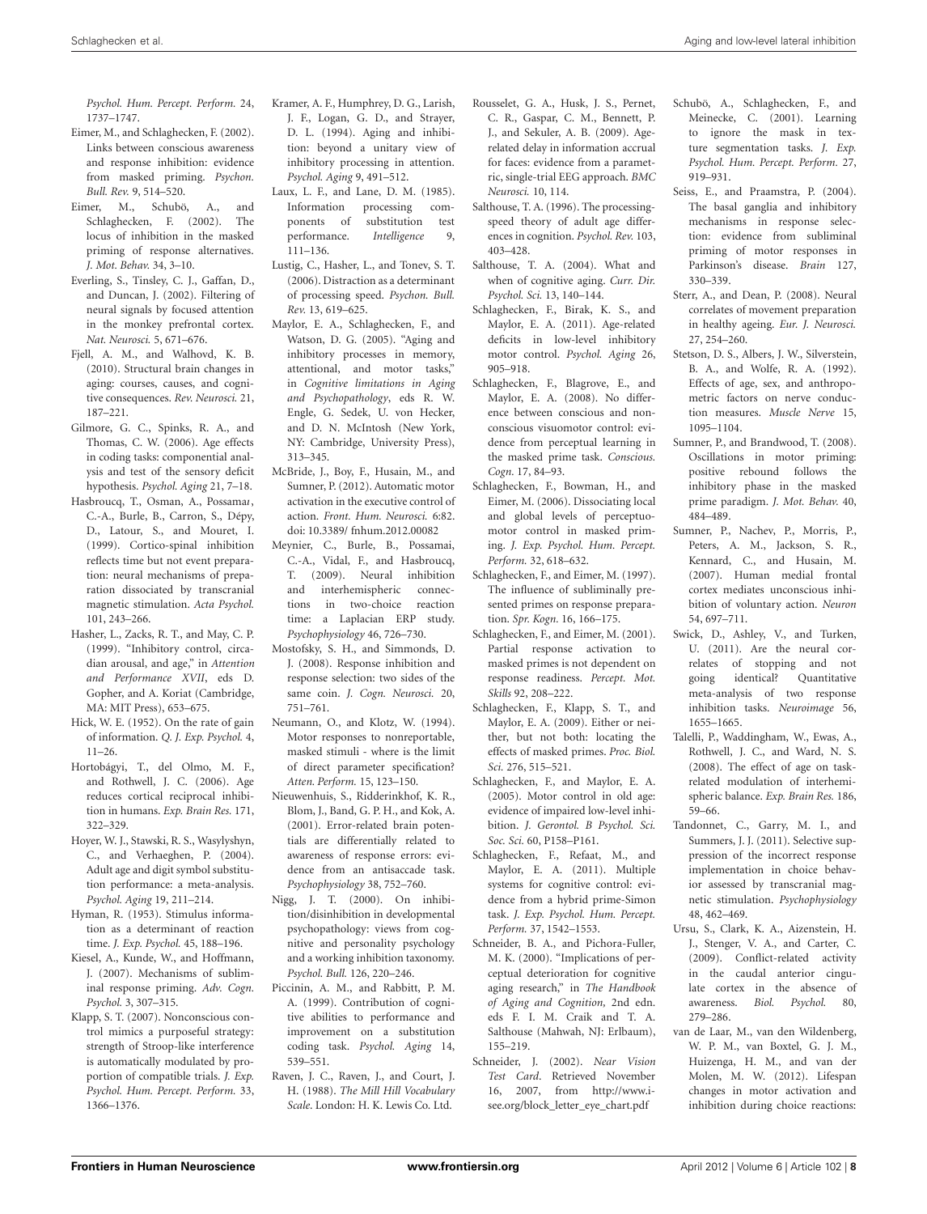*Psychol. Hum. Percept. Perform.* 24, 1737–1747.

Eimer, M., and Schlaghecken, F. (2002). Links between conscious awareness and response inhibition: evidence from masked priming. *Psychon. Bull. Rev.* 9, 514–520.

Eimer, M., Schubö, A., and Schlaghecken, F. (2002). The locus of inhibition in the masked priming of response alternatives. *J. Mot. Behav.* 34, 3–10.

Everling, S., Tinsley, C. J., Gaffan, D., and Duncan, J. (2002). Filtering of neural signals by focused attention in the monkey prefrontal cortex. *Nat. Neurosci.* 5, 671–676.

Fjell, A. M., and Walhovd, K. B. (2010). Structural brain changes in aging: courses, causes, and cognitive consequences. *Rev. Neurosci.* 21, 187–221.

Gilmore, G. C., Spinks, R. A., and Thomas, C. W. (2006). Age effects in coding tasks: componential analysis and test of the sensory deficit hypothesis. *Psychol. Aging* 21, 7–18.

Hasbroucq, T., Osman, A., Possamaï, C.-A., Burle, B., Carron, S., Dépy, D., Latour, S., and Mouret, I. (1999). Cortico-spinal inhibition reflects time but not event preparation: neural mechanisms of preparation dissociated by transcranial magnetic stimulation. *Acta Psychol.* 101, 243–266.

Hasher, L., Zacks, R. T., and May, C. P. (1999). "Inhibitory control, circadian arousal, and age," in *Attention and Performance XVII*, eds D. Gopher, and A. Koriat (Cambridge, MA: MIT Press), 653–675.

Hick, W. E. (1952). On the rate of gain of information. *Q. J. Exp. Psychol.* 4, 11–26.

Hortobágyi, T., del Olmo, M. F., and Rothwell, J. C. (2006). Age reduces cortical reciprocal inhibition in humans. *Exp. Brain Res.* 171, 322–329.

Hoyer, W. J., Stawski, R. S., Wasylyshyn, C., and Verhaeghen, P. (2004). Adult age and digit symbol substitution performance: a meta-analysis. *Psychol. Aging* 19, 211–214.

Hyman, R. (1953). Stimulus information as a determinant of reaction time. *J. Exp. Psychol.* 45, 188–196.

Kiesel, A., Kunde, W., and Hoffmann, J. (2007). Mechanisms of subliminal response priming. *Adv. Cogn. Psychol.* 3, 307–315.

Klapp, S. T. (2007). Nonconscious control mimics a purposeful strategy: strength of Stroop-like interference is automatically modulated by proportion of compatible trials. *J. Exp. Psychol. Hum. Percept. Perform.* 33, 1366–1376.

Kramer, A. F., Humphrey, D. G., Larish, J. F., Logan, G. D., and Strayer, D. L. (1994). Aging and inhibition: beyond a unitary view of inhibitory processing in attention. *Psychol. Aging* 9, 491–512.

Laux, L. F., and Lane, D. M. (1985). Information processing components of substitution test performance. *Intelligence* 9, 111–136.

Lustig, C., Hasher, L., and Tonev, S. T. (2006). Distraction as a determinant of processing speed. *Psychon. Bull. Rev.* 13, 619–625.

Maylor, E. A., Schlaghecken, F., and Watson, D. G. (2005). "Aging and inhibitory processes in memory, attentional, and motor tasks," in *Cognitive Limitations in Aging and Psychopathology*, eds R. W. Engle, G. Sedek, U. von Hecker, and D. N. McIntosh (New York, NY: Cambridge, University Press), 313–345.

McBride, J., Boy, F., Husain, M., and Sumner, P. (2012). Automatic motor activation in the executive control of action. *Front. Hum. Neurosci.* 6:82. doi: 10.3389/ fnhum.2012.00082

Meynier, C., Burle, B., Possamai, C.-A., Vidal, F., and Hasbroucq, T. (2009). Neural inhibition and interhemispheric connections in two-choice reaction time: a Laplacian ERP study. *Psychophysiology* 46, 726–730.

Mostofsky, S. H., and Simmonds, D. J. (2008). Response inhibition and response selection: two sides of the same coin. *J. Cogn. Neurosci.* 20, 751–761.

Neumann, O., and Klotz, W. (1994). Motor responses to nonreportable, masked stimuli - where is the limit of direct parameter specification? *Atten. Perform.* 15, 123–150.

Nieuwenhuis, S., Ridderinkhof, K. R., Blom, J., Band, G. P. H., and Kok, A. (2001). Error-related brain potentials are differentially related to awareness of response errors: evidence from an antisaccade task. *Psychophysiology* 38, 752–760.

Nigg, J. T. (2000). On inhibition/disinhibition in developmental psychopathology: views from cognitive and personality psychology and a working inhibition taxonomy. *Psychol. Bull.* 126, 220–246.

Piccinin, A. M., and Rabbitt, P. M. A. (1999). Contribution of cognitive abilities to performance and improvement on a substitution coding task. *Psychol. Aging* 14, 539–551.

Raven, J. C., Raven, J., and Court, J. H. (1988). *The Mill Hill Vocabulary Scale*. London: H. K. Lewis Co. Ltd.

Rousselet, G. A., Husk, J. S., Pernet, C. R., Gaspar, C. M., Bennett, P. J., and Sekuler, A. B. (2009). Age-related delay in information accrual for faces: evidence from a parametric, single-trial EEG approach. *BMC Neurosci.* 10, 114.

Salthouse, T. A. (1996). The processing-speed theory of adult age differences in cognition. *Psychol. Rev.* 103, 403–428.

Salthouse, T. A. (2004). What and when of cognitive aging. *Curr. Dir. Psychol. Sci.* 13, 140–144.

Schlaghecken, F., Birak, K. S., and Maylor, E. A. (2011). Age-related deficits in low-level inhibitory motor control. *Psychol. Aging* 26, 905–918.

Schlaghecken, F., Blagrove, E., and Maylor, E. A. (2008). No difference between conscious and nonconscious visuomotor control: evidence from perceptual learning in the masked prime task. *Conscious. Cogn.* 17, 84–93.

Schlaghecken, F., Bowman, H., and Eimer, M. (2006). Dissociating local and global levels of perceptuomotor control in masked priming. *J. Exp. Psychol. Hum. Percept. Perform.* 32, 618–632.

Schlaghecken, F., and Eimer, M. (1997). The influence of subliminally presented primes on response preparation. *Spr. Kogn.* 16, 166–175.

Schlaghecken, F., and Eimer, M. (2001). Partial response activation to masked primes is not dependent on response readiness. *Percept. Mot. Skills* 92, 208–222.

Schlaghecken, F., Klapp, S. T., and Maylor, E. A. (2009). Either or neither, but not both: locating the effects of masked primes. *Proc. Biol. Sci.* 276, 515–521.

Schlaghecken, F., and Maylor, E. A. (2005). Motor control in old age: evidence of impaired low-level inhibition. *J. Gerontol. B Psychol. Sci. Soc. Sci.* 60, P158–P161.

Schlaghecken, F., Refaat, M., and Maylor, E. A. (2011). Multiple systems for cognitive control: evidence from a hybrid prime-Simon task. *J. Exp. Psychol. Hum. Percept. Perform.* 37, 1542–1553.

Schneider, B. A., and Pichora-Fuller, M. K. (2000). "Implications of perceptual deterioration for cognitive aging research," in *The Handbook of Aging and Cognition*, 2nd edn. eds F. I. M. Craik and T. A. Salthouse (Mahwah, NJ: Erlbaum), 155–219.

Schneider, J. (2002). *Near Vision Test Card*. Retrieved November 16, 2007, from http://www.i-see.org/block_letter_eye_chart.pdf

Schubö, A., Schlaghecken, F., and Meinecke, C. (2001). Learning to ignore the mask in texture segmentation tasks. *J. Exp. Psychol. Hum. Percept. Perform.* 27, 919–931.

Seiss, E., and Praamstra, P. (2004). The basal ganglia and inhibitory mechanisms in response selection: evidence from subliminal priming of motor responses in Parkinson's disease. *Brain* 127, 330–339.

Sterr, A., and Dean, P. (2008). Neural correlates of movement preparation in healthy ageing. *Eur. J. Neurosci.* 27, 254–260.

Stetson, D. S., Albers, J. W., Silverstein, B. A., and Wolfe, R. A. (1992). Effects of age, sex, and anthropometric factors on nerve conduction measures. *Muscle Nerve* 15, 1095–1104.

Sumner, P., and Brandwood, T. (2008). Oscillations in motor priming: positive rebound follows the inhibitory phase in the masked prime paradigm. *J. Mot. Behav.* 40, 484–489.

Sumner, P., Nachev, P., Morris, P., Peters, A. M., Jackson, S. R., Kennard, C., and Husain, M. (2007). Human medial frontal cortex mediates unconscious inhibition of voluntary action. *Neuron* 54, 697–711.

Swick, D., Ashley, V., and Turken, U. (2011). Are the neural correlates of stopping and not going identical? Quantitative meta-analysis of two response inhibition tasks. *Neuroimage* 56, 1655–1665.

Talelli, P., Waddingham, W., Ewas, A., Rothwell, J. C., and Ward, N. S. (2008). The effect of age on task-related modulation of interhemispheric balance. *Exp. Brain Res.* 186, 59–66.

Tandonnet, C., Garry, M. I., and Summers, J. J. (2011). Selective suppression of the incorrect response implementation in choice behavior assessed by transcranial magnetic stimulation. *Psychophysiology* 48, 462–469.

Ursu, S., Clark, K. A., Aizenstein, H. J., Stenger, V. A., and Carter, C. (2009). Conflict-related activity in the caudal anterior cingulate cortex in the absence of awareness. *Biol. Psychol.* 80, 279–286.

van de Laar, M., van den Wildenberg, W. P. M., van Boxtel, G. J. M., Huizenga, H. M., and van der Molen, M. W. (2012). Lifespan changes in motor activation and inhibition during choice reactions: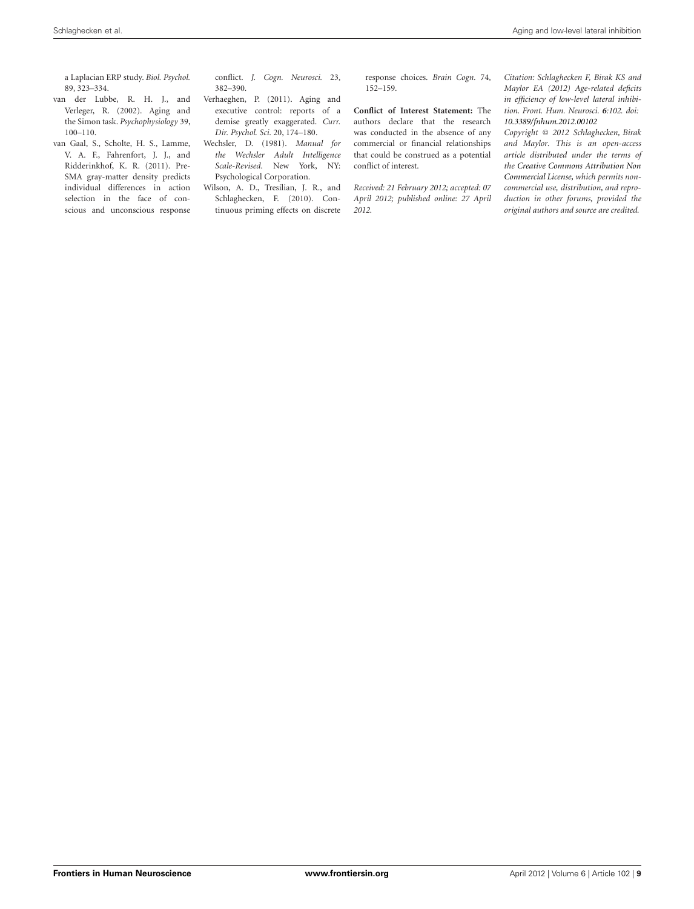a Laplacian ERP study. *Biol. Psychol.* 89, 323–334.

van der Lubbe, R. H. J., and Verleger, R. (2002). Aging and the Simon task. *Psychophysiology* 39, 100–110.

van Gaal, S., Scholte, H. S., Lamme, V. A. F., Fahrenfort, J. J., and Ridderinkhof, K. R. (2011). Pre-SMA gray-matter density predicts individual differences in action selection in the face of conscious and unconscious response conflict. *J. Cogn. Neurosci.* 23, 382–390.

Verhaeghen, P. (2011). Aging and executive control: reports of a demise greatly exaggerated. *Curr. Dir. Psychol. Sci.* 20, 174–180.

Wechsler, D. (1981). *Manual for the Wechsler Adult Intelligence Scale-Revised*. New York, NY: Psychological Corporation.

Wilson, A. D., Tresilian, J. R., and Schlaghecken, F. (2010). Continuous priming effects on discrete response choices. *Brain Cogn.* 74, 152–159.

**Conflict of Interest Statement:** The authors declare that the research was conducted in the absence of any commercial or financial relationships that could be construed as a potential conflict of interest.

*Received: 21 February 2012; accepted: 07 April 2012; published online: 27 April 2012.*

*Citation: Schlaghecken F, Birak KS and Maylor EA (2012) Age-related deficits in efficiency of low-level lateral inhibition. Front. Hum. Neurosci.* ***6****:102. doi: 10.3389/fnhum.2012.00102*

*Copyright © 2012 Schlaghecken, Birak and Maylor. This is an open-access article distributed under the terms of the Creative Commons Attribution Non Commercial License, which permits non-commercial use, distribution, and reproduction in other forums, provided the original authors and source are credited.*